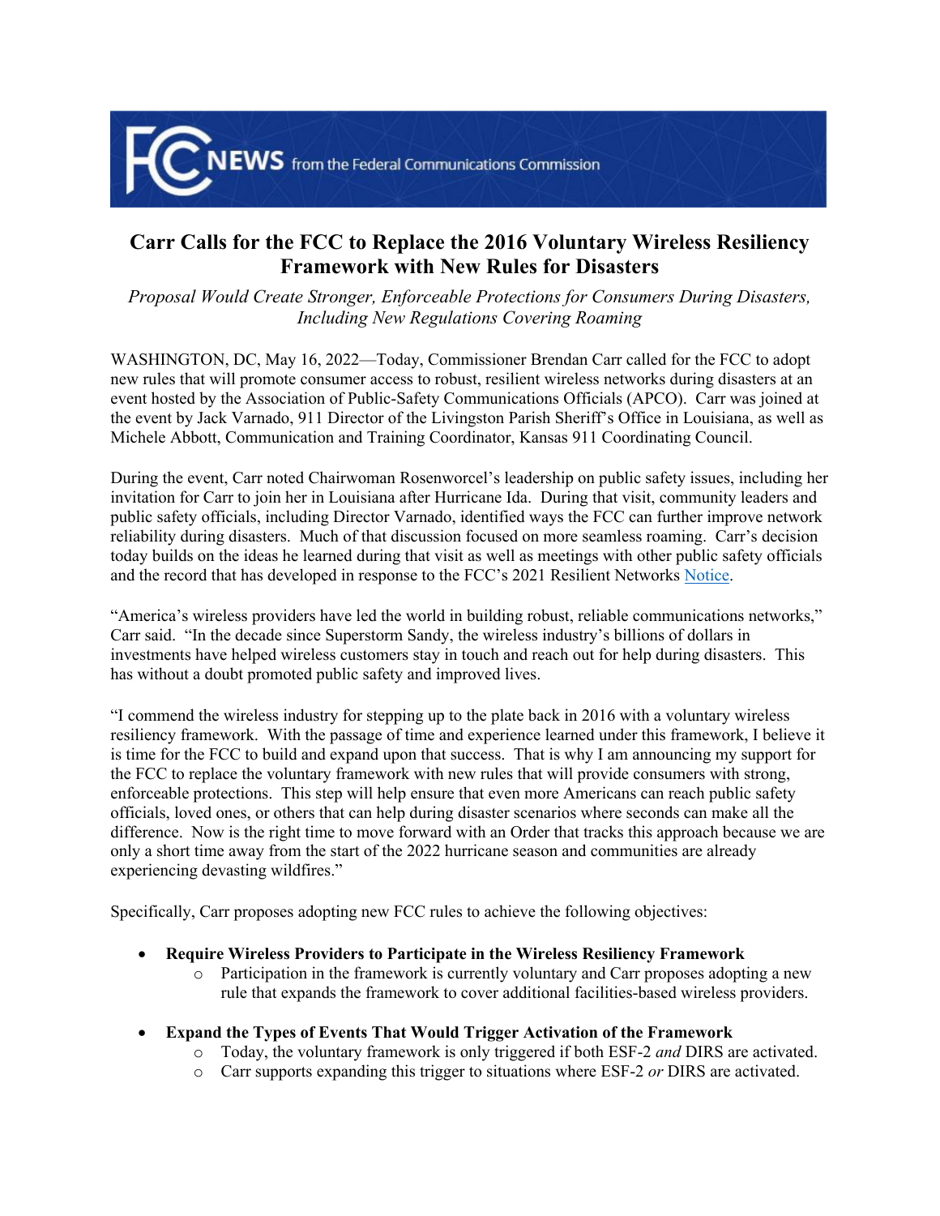FCC NEWS from the Federal Communications Commission

# Carr Calls for the FCC to Replace the 2016 Voluntary Wireless Resiliency Framework with New Rules for Disasters

*Proposal Would Create Stronger, Enforceable Protections for Consumers During Disasters, Including New Regulations Covering Roaming*

WASHINGTON, DC, May 16, 2022—Today, Commissioner Brendan Carr called for the FCC to adopt new rules that will promote consumer access to robust, resilient wireless networks during disasters at an event hosted by the Association of Public-Safety Communications Officials (APCO). Carr was joined at the event by Jack Varnado, 911 Director of the Livingston Parish Sheriff's Office in Louisiana, as well as Michele Abbott, Communication and Training Coordinator, Kansas 911 Coordinating Council.

During the event, Carr noted Chairwoman Rosenworcel's leadership on public safety issues, including her invitation for Carr to join her in Louisiana after Hurricane Ida. During that visit, community leaders and public safety officials, including Director Varnado, identified ways the FCC can further improve network reliability during disasters. Much of that discussion focused on more seamless roaming. Carr's decision today builds on the ideas he learned during that visit as well as meetings with other public safety officials and the record that has developed in response to the FCC's 2021 Resilient Networks Notice.

"America's wireless providers have led the world in building robust, reliable communications networks," Carr said. "In the decade since Superstorm Sandy, the wireless industry's billions of dollars in investments have helped wireless customers stay in touch and reach out for help during disasters. This has without a doubt promoted public safety and improved lives.

"I commend the wireless industry for stepping up to the plate back in 2016 with a voluntary wireless resiliency framework. With the passage of time and experience learned under this framework, I believe it is time for the FCC to build and expand upon that success. That is why I am announcing my support for the FCC to replace the voluntary framework with new rules that will provide consumers with strong, enforceable protections. This step will help ensure that even more Americans can reach public safety officials, loved ones, or others that can help during disaster scenarios where seconds can make all the difference. Now is the right time to move forward with an Order that tracks this approach because we are only a short time away from the start of the 2022 hurricane season and communities are already experiencing devasting wildfires."

Specifically, Carr proposes adopting new FCC rules to achieve the following objectives:

- **Require Wireless Providers to Participate in the Wireless Resiliency Framework**
  - Participation in the framework is currently voluntary and Carr proposes adopting a new rule that expands the framework to cover additional facilities-based wireless providers.
- **Expand the Types of Events That Would Trigger Activation of the Framework**
  - Today, the voluntary framework is only triggered if both ESF-2 *and* DIRS are activated.
  - Carr supports expanding this trigger to situations where ESF-2 *or* DIRS are activated.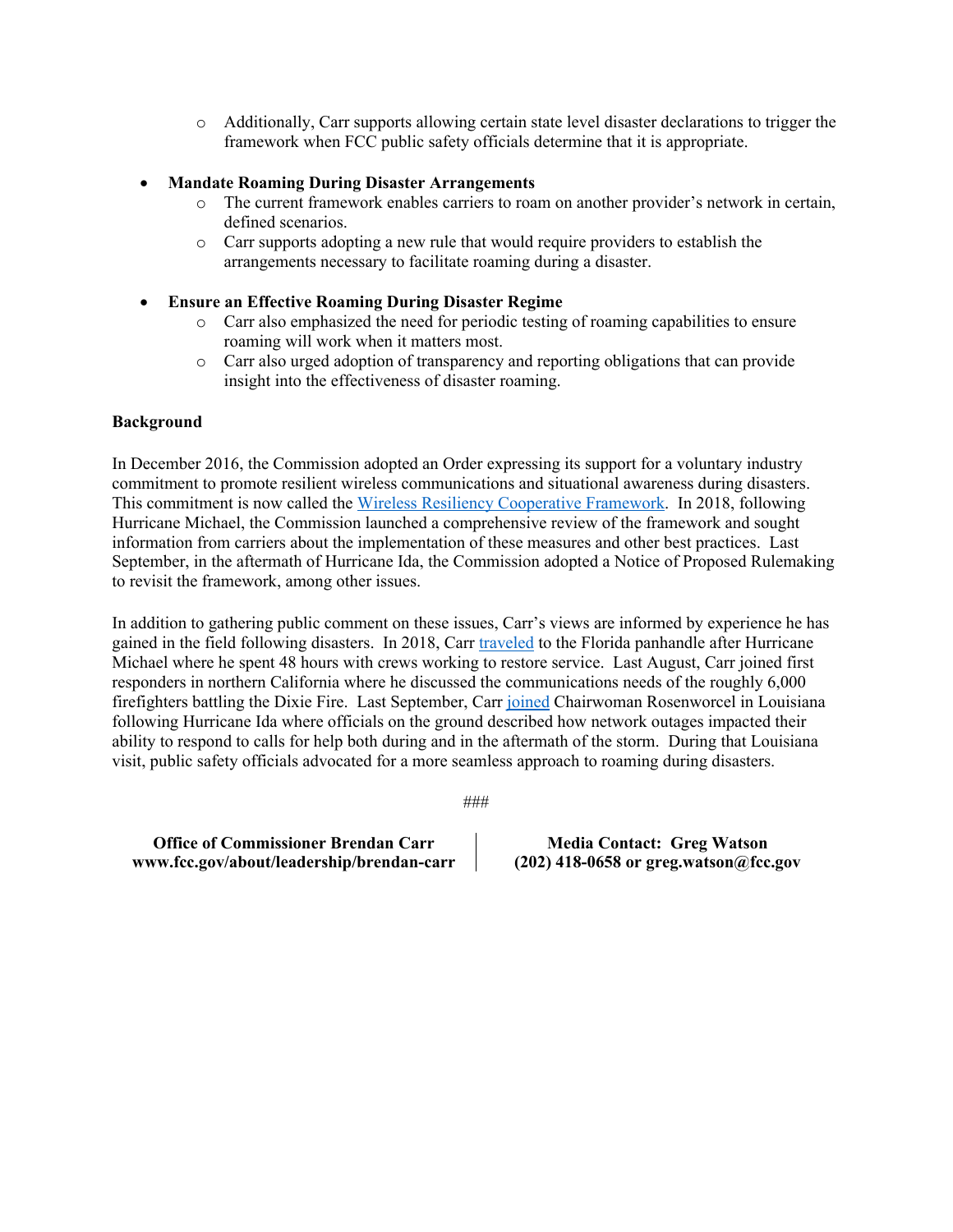- Additionally, Carr supports allowing certain state level disaster declarations to trigger the framework when FCC public safety officials determine that it is appropriate.

- **Mandate Roaming During Disaster Arrangements**
   - The current framework enables carriers to roam on another provider's network in certain, defined scenarios.
   - Carr supports adopting a new rule that would require providers to establish the arrangements necessary to facilitate roaming during a disaster.

- **Ensure an Effective Roaming During Disaster Regime**
   - Carr also emphasized the need for periodic testing of roaming capabilities to ensure roaming will work when it matters most.
   - Carr also urged adoption of transparency and reporting obligations that can provide insight into the effectiveness of disaster roaming.

**Background**

In December 2016, the Commission adopted an Order expressing its support for a voluntary industry commitment to promote resilient wireless communications and situational awareness during disasters. This commitment is now called the Wireless Resiliency Cooperative Framework. In 2018, following Hurricane Michael, the Commission launched a comprehensive review of the framework and sought information from carriers about the implementation of these measures and other best practices. Last September, in the aftermath of Hurricane Ida, the Commission adopted a Notice of Proposed Rulemaking to revisit the framework, among other issues.

In addition to gathering public comment on these issues, Carr's views are informed by experience he has gained in the field following disasters. In 2018, Carr traveled to the Florida panhandle after Hurricane Michael where he spent 48 hours with crews working to restore service. Last August, Carr joined first responders in northern California where he discussed the communications needs of the roughly 6,000 firefighters battling the Dixie Fire. Last September, Carr joined Chairwoman Rosenworcel in Louisiana following Hurricane Ida where officials on the ground described how network outages impacted their ability to respond to calls for help both during and in the aftermath of the storm. During that Louisiana visit, public safety officials advocated for a more seamless approach to roaming during disasters.

###

**Office of Commissioner Brendan Carr**
**www.fcc.gov/about/leadership/brendan-carr**

**Media Contact: Greg Watson**
**(202) 418-0658 or greg.watson@fcc.gov**